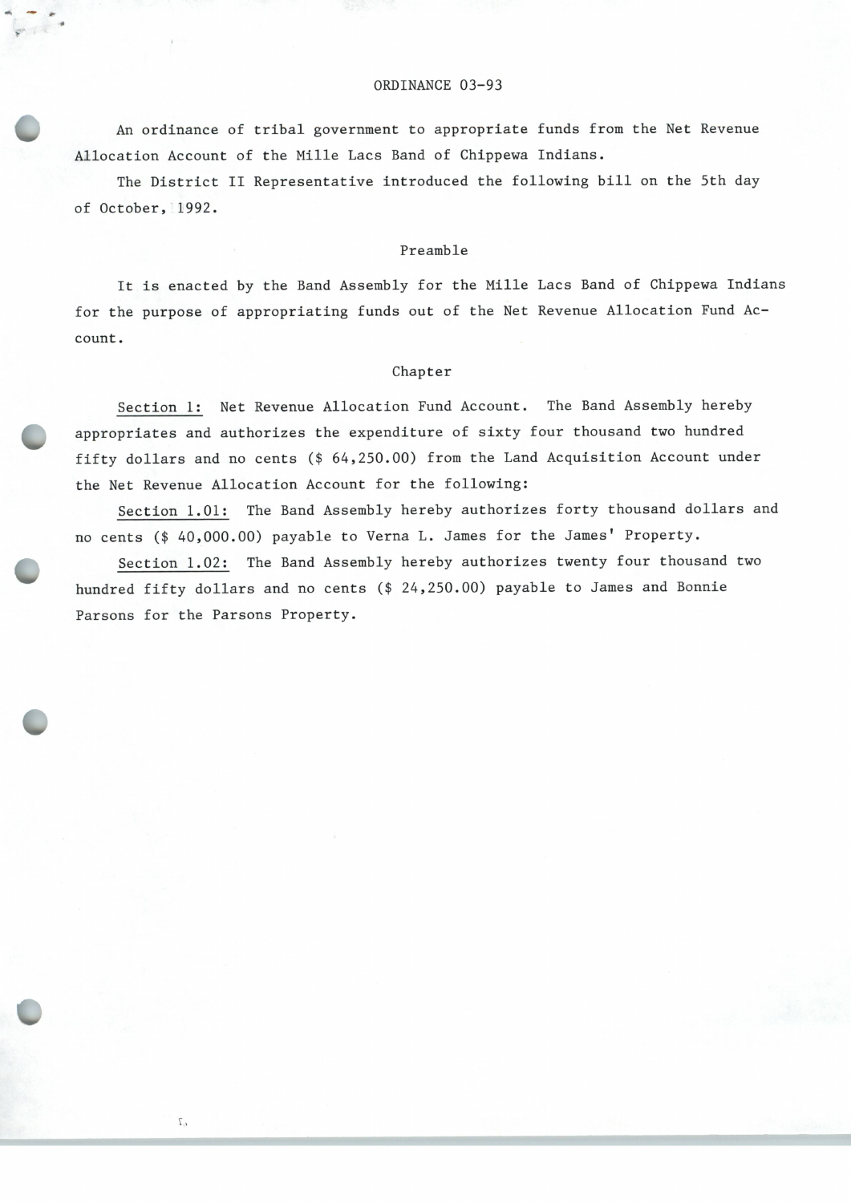# ORDINANCE 03-93

An ordinance of tribal government to appropriate funds from the Net Revenue Allocation Account of the Mille Lacs Band of Chippewa Indians.

The District II Representative introduced the following bill on the 5th day of October, 1992.

## Preamble

It is enacted by the Band Assembly for the Mille Lacs Band of Chippewa Indians for the purpose of appropriating funds out of the Net Revenue Allocation Fund Account.

## Chapter

Section 1: Net Revenue Allocation Fund Account. The Band Assembly hereby appropriates and authorizes the expenditure of sixty four thousand two hundred fifty dollars and no cents ($ 64,250.00) from the Land Acquisition Account under the Net Revenue Allocation Account for the following:

Section 1.01: The Band Assembly hereby authorizes forty thousand dollars and no cents ($ 40,000.00) payable to Verna L. James for the James' Property.

Section 1.02: The Band Assembly hereby authorizes twenty four thousand two hundred fifty dollars and no cents ($ 24,250.00) payable to James and Bonnie Parsons for the Parsons Property.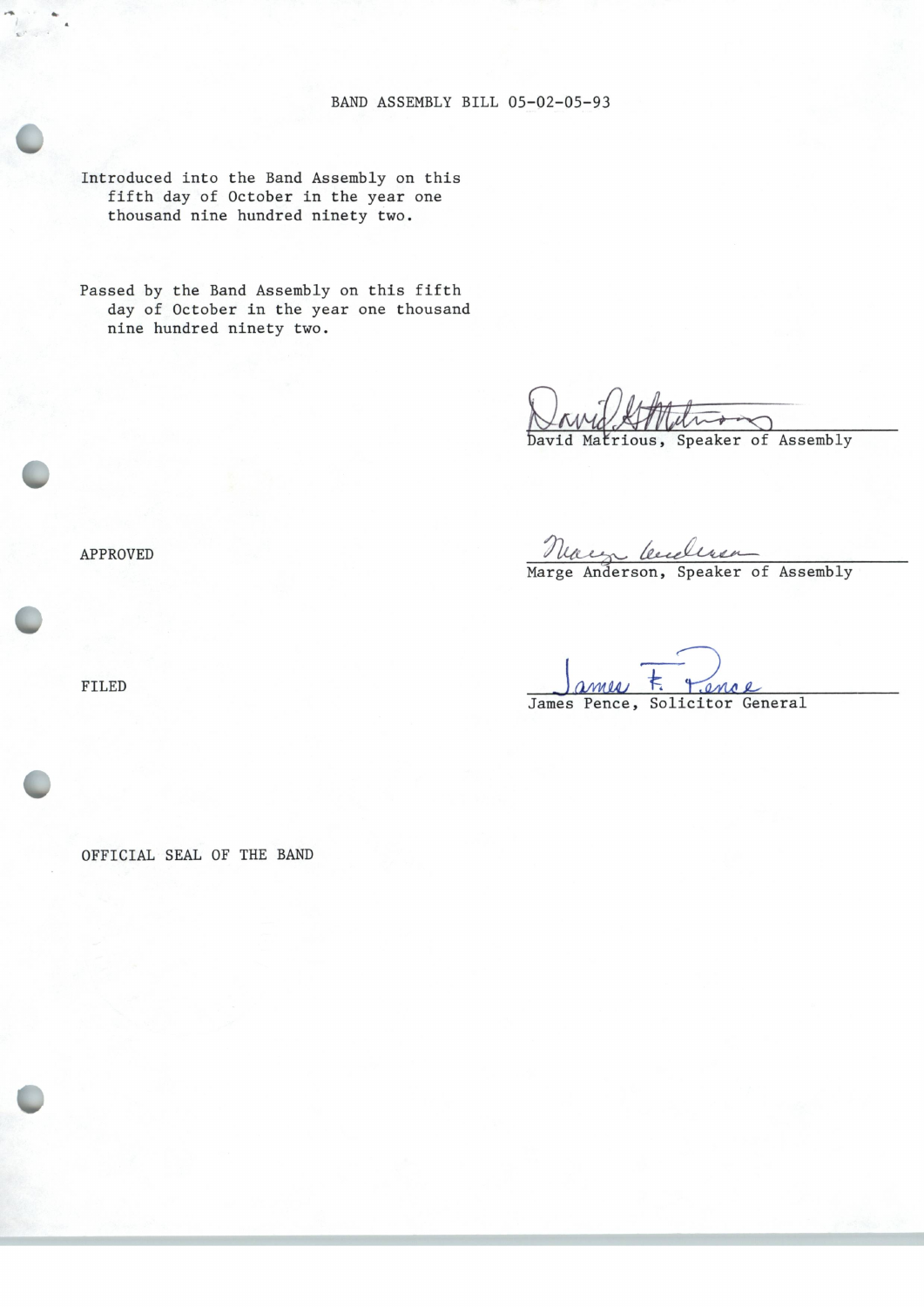BAND ASSEMBLY BILL 05-02-05-93

Introduced into the Band Assembly on this fifth day of October in the year one thousand nine hundred ninety two.

Passed by the Band Assembly on this fifth day of October in the year one thousand nine hundred ninety two.

David Matrious, Speaker of Assembly

APPROVED

Marge Anderson, Speaker of Assembly

FILED

James Pence, Solicitor General

OFFICIAL SEAL OF THE BAND